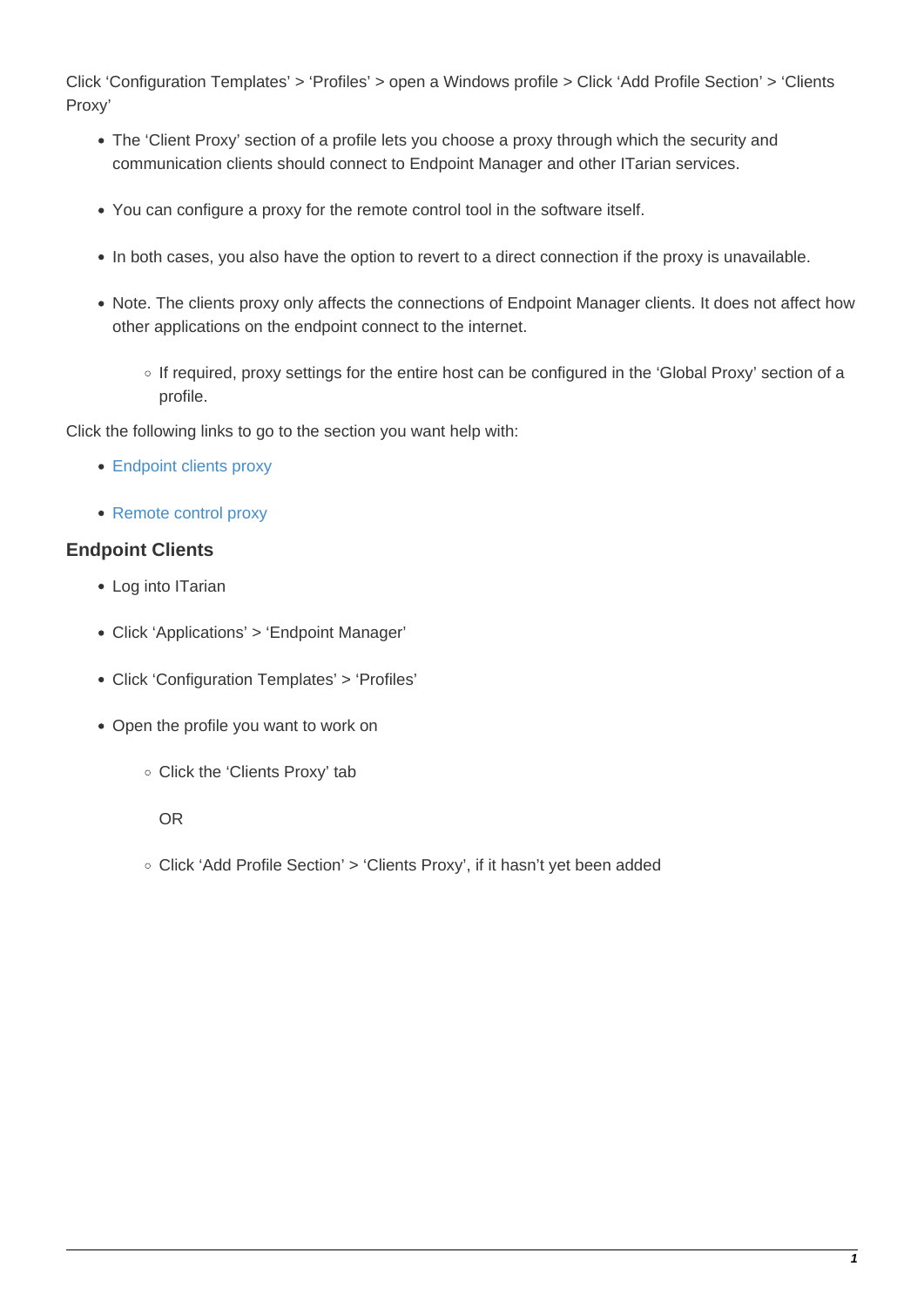Click 'Configuration Templates' > 'Profiles' > open a Windows profile > Click 'Add Profile Section' > 'Clients Proxy'

- The 'Client Proxy' section of a profile lets you choose a proxy through which the security and communication clients should connect to Endpoint Manager and other ITarian services.
- You can configure a proxy for the remote control tool in the software itself.
- In both cases, you also have the option to revert to a direct connection if the proxy is unavailable.
- Note. The clients proxy only affects the connections of Endpoint Manager clients. It does not affect how other applications on the endpoint connect to the internet.
    - If required, proxy settings for the entire host can be configured in the 'Global Proxy' section of a profile.

Click the following links to go to the section you want help with:

- Endpoint clients proxy
- Remote control proxy

### Endpoint Clients

- Log into ITarian
- Click 'Applications' > 'Endpoint Manager'
- Click 'Configuration Templates' > 'Profiles'
- Open the profile you want to work on
    - Click the 'Clients Proxy' tab

      OR

    - Click 'Add Profile Section' > 'Clients Proxy', if it hasn't yet been added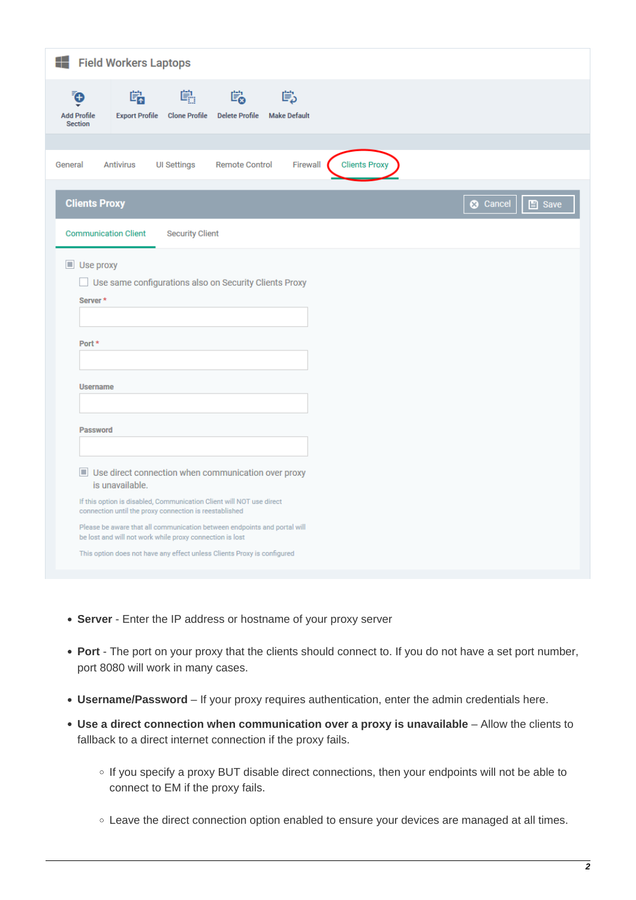Field Workers Laptops

Add Profile Section | Export Profile | Clone Profile | Delete Profile | Make Default

General | Antivirus | UI Settings | Remote Control | Firewall | Clients Proxy

**Clients Proxy** — Cancel | Save

Communication Client | Security Client

- [ ] Use proxy
  - [ ] Use same configurations also on Security Clients Proxy

**Server** *

**Port** *

**Username**

**Password**

- [ ] Use direct connection when communication over proxy is unavailable.

If this option is disabled, Communication Client will NOT use direct connection until the proxy connection is reestablished

Please be aware that all communication between endpoints and portal will be lost and will not work while proxy connection is lost

This option does not have any effect unless Clients Proxy is configured

- **Server** - Enter the IP address or hostname of your proxy server
- **Port** - The port on your proxy that the clients should connect to. If you do not have a set port number, port 8080 will work in many cases.
- **Username/Password** – If your proxy requires authentication, enter the admin credentials here.
- **Use a direct connection when communication over a proxy is unavailable** – Allow the clients to fallback to a direct internet connection if the proxy fails.
  - If you specify a proxy BUT disable direct connections, then your endpoints will not be able to connect to EM if the proxy fails.
  - Leave the direct connection option enabled to ensure your devices are managed at all times.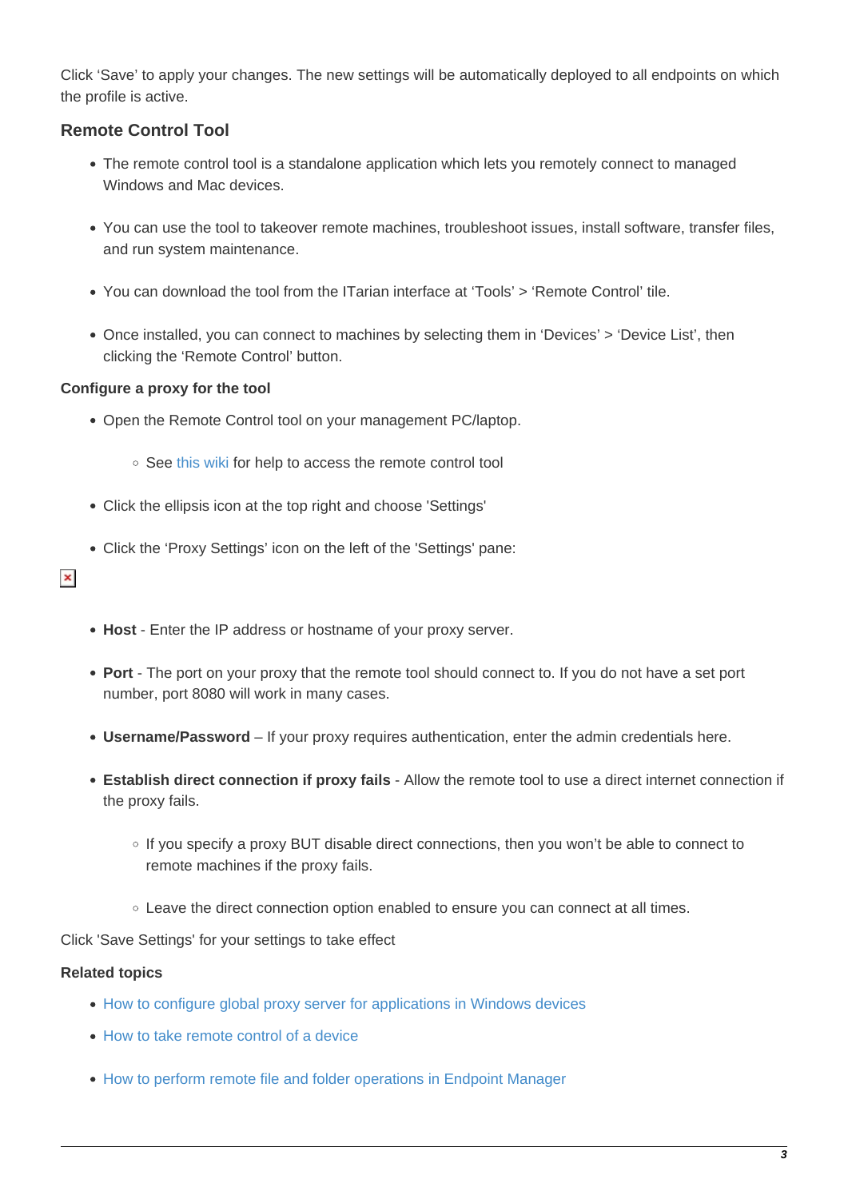Click 'Save' to apply your changes. The new settings will be automatically deployed to all endpoints on which the profile is active.

### Remote Control Tool

- The remote control tool is a standalone application which lets you remotely connect to managed Windows and Mac devices.
- You can use the tool to takeover remote machines, troubleshoot issues, install software, transfer files, and run system maintenance.
- You can download the tool from the ITarian interface at 'Tools' > 'Remote Control' tile.
- Once installed, you can connect to machines by selecting them in 'Devices' > 'Device List', then clicking the 'Remote Control' button.

**Configure a proxy for the tool**

- Open the Remote Control tool on your management PC/laptop.
  - See this wiki for help to access the remote control tool
- Click the ellipsis icon at the top right and choose 'Settings'
- Click the 'Proxy Settings' icon on the left of the 'Settings' pane:

- **Host** - Enter the IP address or hostname of your proxy server.
- **Port** - The port on your proxy that the remote tool should connect to. If you do not have a set port number, port 8080 will work in many cases.
- **Username/Password** – If your proxy requires authentication, enter the admin credentials here.
- **Establish direct connection if proxy fails** - Allow the remote tool to use a direct internet connection if the proxy fails.
  - If you specify a proxy BUT disable direct connections, then you won't be able to connect to remote machines if the proxy fails.
  - Leave the direct connection option enabled to ensure you can connect at all times.

Click 'Save Settings' for your settings to take effect

**Related topics**

- How to configure global proxy server for applications in Windows devices
- How to take remote control of a device
- How to perform remote file and folder operations in Endpoint Manager